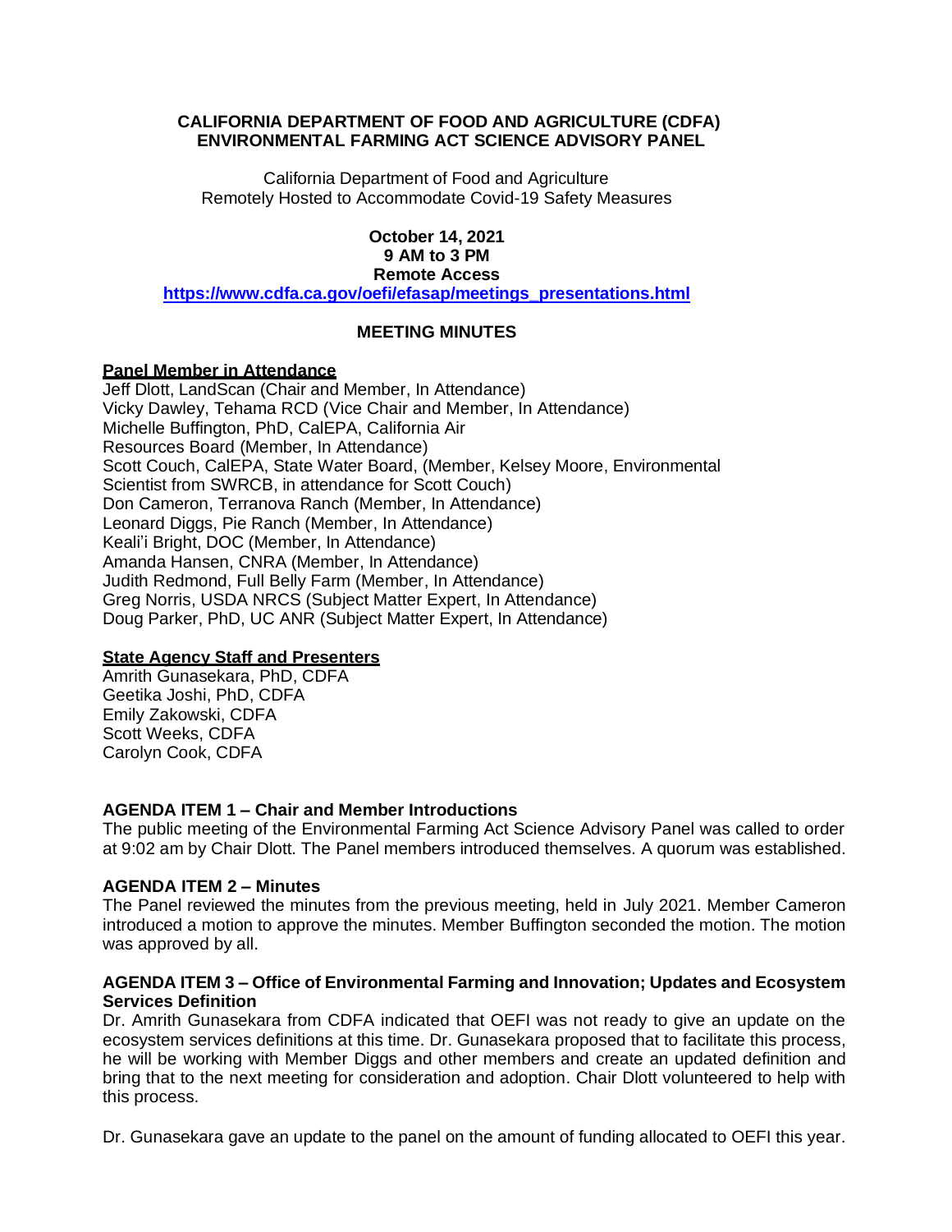**CALIFORNIA DEPARTMENT OF FOOD AND AGRICULTURE (CDFA)**
**ENVIRONMENTAL FARMING ACT SCIENCE ADVISORY PANEL**

California Department of Food and Agriculture
Remotely Hosted to Accommodate Covid-19 Safety Measures

**October 14, 2021**
**9 AM to 3 PM**
**Remote Access**
**https://www.cdfa.ca.gov/oefi/efasap/meetings_presentations.html**

**MEETING MINUTES**

**Panel Member in Attendance**

Jeff Dlott, LandScan (Chair and Member, In Attendance)
Vicky Dawley, Tehama RCD (Vice Chair and Member, In Attendance)
Michelle Buffington, PhD, CalEPA, California Air Resources Board (Member, In Attendance)
Scott Couch, CalEPA, State Water Board, (Member, Kelsey Moore, Environmental Scientist from SWRCB, in attendance for Scott Couch)
Don Cameron, Terranova Ranch (Member, In Attendance)
Leonard Diggs, Pie Ranch (Member, In Attendance)
Keali'i Bright, DOC (Member, In Attendance)
Amanda Hansen, CNRA (Member, In Attendance)
Judith Redmond, Full Belly Farm (Member, In Attendance)
Greg Norris, USDA NRCS (Subject Matter Expert, In Attendance)
Doug Parker, PhD, UC ANR (Subject Matter Expert, In Attendance)

**State Agency Staff and Presenters**

Amrith Gunasekara, PhD, CDFA
Geetika Joshi, PhD, CDFA
Emily Zakowski, CDFA
Scott Weeks, CDFA
Carolyn Cook, CDFA

**AGENDA ITEM 1 – Chair and Member Introductions**

The public meeting of the Environmental Farming Act Science Advisory Panel was called to order at 9:02 am by Chair Dlott. The Panel members introduced themselves. A quorum was established.

**AGENDA ITEM 2 – Minutes**

The Panel reviewed the minutes from the previous meeting, held in July 2021. Member Cameron introduced a motion to approve the minutes. Member Buffington seconded the motion. The motion was approved by all.

**AGENDA ITEM 3 – Office of Environmental Farming and Innovation; Updates and Ecosystem Services Definition**

Dr. Amrith Gunasekara from CDFA indicated that OEFI was not ready to give an update on the ecosystem services definitions at this time. Dr. Gunasekara proposed that to facilitate this process, he will be working with Member Diggs and other members and create an updated definition and bring that to the next meeting for consideration and adoption. Chair Dlott volunteered to help with this process.

Dr. Gunasekara gave an update to the panel on the amount of funding allocated to OEFI this year.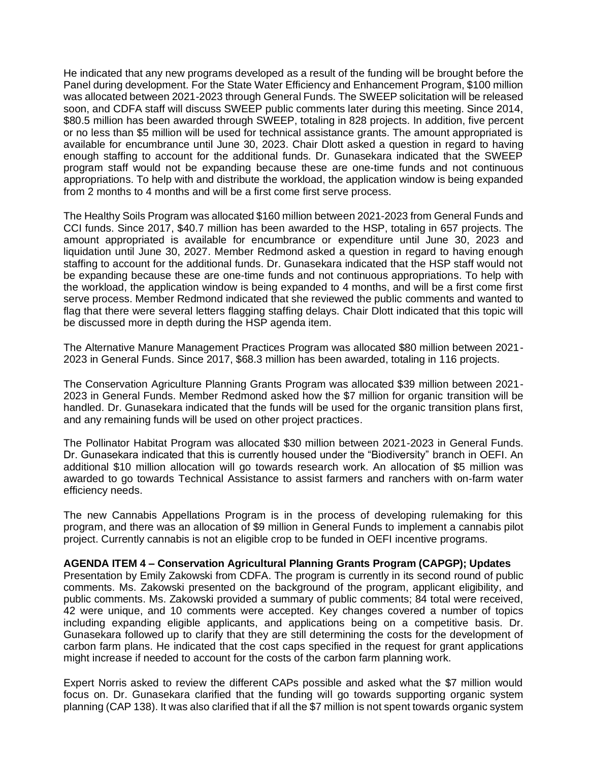He indicated that any new programs developed as a result of the funding will be brought before the Panel during development. For the State Water Efficiency and Enhancement Program, $100 million was allocated between 2021-2023 through General Funds. The SWEEP solicitation will be released soon, and CDFA staff will discuss SWEEP public comments later during this meeting. Since 2014, $80.5 million has been awarded through SWEEP, totaling in 828 projects. In addition, five percent or no less than $5 million will be used for technical assistance grants. The amount appropriated is available for encumbrance until June 30, 2023. Chair Dlott asked a question in regard to having enough staffing to account for the additional funds. Dr. Gunasekara indicated that the SWEEP program staff would not be expanding because these are one-time funds and not continuous appropriations. To help with and distribute the workload, the application window is being expanded from 2 months to 4 months and will be a first come first serve process.

The Healthy Soils Program was allocated $160 million between 2021-2023 from General Funds and CCI funds. Since 2017, $40.7 million has been awarded to the HSP, totaling in 657 projects. The amount appropriated is available for encumbrance or expenditure until June 30, 2023 and liquidation until June 30, 2027. Member Redmond asked a question in regard to having enough staffing to account for the additional funds. Dr. Gunasekara indicated that the HSP staff would not be expanding because these are one-time funds and not continuous appropriations. To help with the workload, the application window is being expanded to 4 months, and will be a first come first serve process. Member Redmond indicated that she reviewed the public comments and wanted to flag that there were several letters flagging staffing delays. Chair Dlott indicated that this topic will be discussed more in depth during the HSP agenda item.

The Alternative Manure Management Practices Program was allocated $80 million between 2021-2023 in General Funds. Since 2017, $68.3 million has been awarded, totaling in 116 projects.

The Conservation Agriculture Planning Grants Program was allocated $39 million between 2021-2023 in General Funds. Member Redmond asked how the $7 million for organic transition will be handled. Dr. Gunasekara indicated that the funds will be used for the organic transition plans first, and any remaining funds will be used on other project practices.

The Pollinator Habitat Program was allocated $30 million between 2021-2023 in General Funds. Dr. Gunasekara indicated that this is currently housed under the “Biodiversity” branch in OEFI. An additional $10 million allocation will go towards research work. An allocation of $5 million was awarded to go towards Technical Assistance to assist farmers and ranchers with on-farm water efficiency needs.

The new Cannabis Appellations Program is in the process of developing rulemaking for this program, and there was an allocation of $9 million in General Funds to implement a cannabis pilot project. Currently cannabis is not an eligible crop to be funded in OEFI incentive programs.

**AGENDA ITEM 4 – Conservation Agricultural Planning Grants Program (CAPGP); Updates**
Presentation by Emily Zakowski from CDFA. The program is currently in its second round of public comments. Ms. Zakowski presented on the background of the program, applicant eligibility, and public comments. Ms. Zakowski provided a summary of public comments; 84 total were received, 42 were unique, and 10 comments were accepted. Key changes covered a number of topics including expanding eligible applicants, and applications being on a competitive basis. Dr. Gunasekara followed up to clarify that they are still determining the costs for the development of carbon farm plans. He indicated that the cost caps specified in the request for grant applications might increase if needed to account for the costs of the carbon farm planning work.

Expert Norris asked to review the different CAPs possible and asked what the $7 million would focus on. Dr. Gunasekara clarified that the funding will go towards supporting organic system planning (CAP 138). It was also clarified that if all the $7 million is not spent towards organic system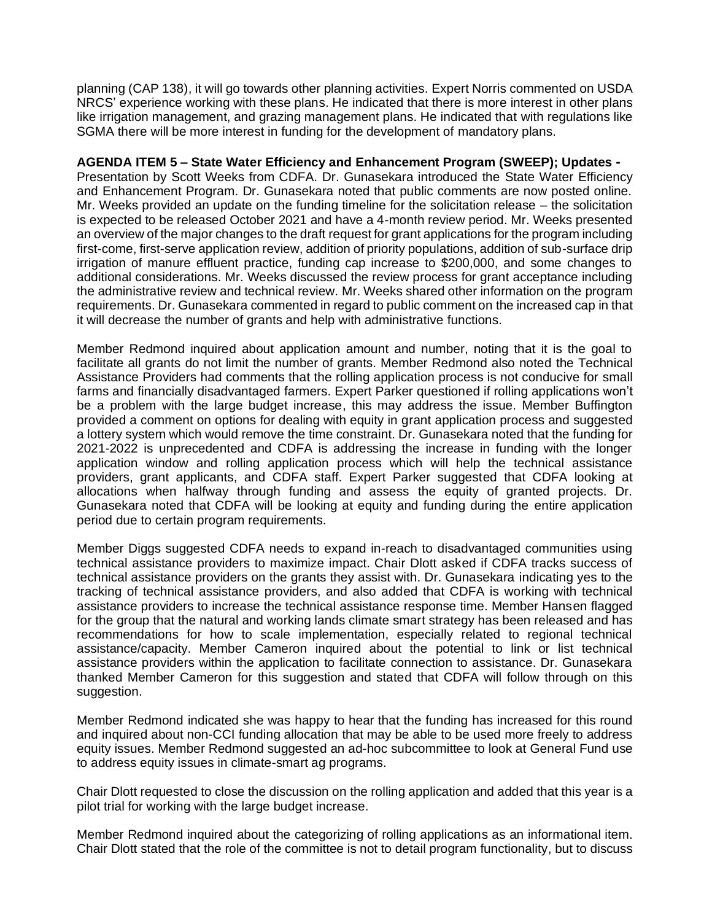planning (CAP 138), it will go towards other planning activities. Expert Norris commented on USDA NRCS' experience working with these plans. He indicated that there is more interest in other plans like irrigation management, and grazing management plans. He indicated that with regulations like SGMA there will be more interest in funding for the development of mandatory plans.

**AGENDA ITEM 5 – State Water Efficiency and Enhancement Program (SWEEP); Updates -** Presentation by Scott Weeks from CDFA. Dr. Gunasekara introduced the State Water Efficiency and Enhancement Program. Dr. Gunasekara noted that public comments are now posted online. Mr. Weeks provided an update on the funding timeline for the solicitation release – the solicitation is expected to be released October 2021 and have a 4-month review period. Mr. Weeks presented an overview of the major changes to the draft request for grant applications for the program including first-come, first-serve application review, addition of priority populations, addition of sub-surface drip irrigation of manure effluent practice, funding cap increase to $200,000, and some changes to additional considerations. Mr. Weeks discussed the review process for grant acceptance including the administrative review and technical review. Mr. Weeks shared other information on the program requirements. Dr. Gunasekara commented in regard to public comment on the increased cap in that it will decrease the number of grants and help with administrative functions.

Member Redmond inquired about application amount and number, noting that it is the goal to facilitate all grants do not limit the number of grants. Member Redmond also noted the Technical Assistance Providers had comments that the rolling application process is not conducive for small farms and financially disadvantaged farmers. Expert Parker questioned if rolling applications won't be a problem with the large budget increase, this may address the issue. Member Buffington provided a comment on options for dealing with equity in grant application process and suggested a lottery system which would remove the time constraint. Dr. Gunasekara noted that the funding for 2021-2022 is unprecedented and CDFA is addressing the increase in funding with the longer application window and rolling application process which will help the technical assistance providers, grant applicants, and CDFA staff. Expert Parker suggested that CDFA looking at allocations when halfway through funding and assess the equity of granted projects. Dr. Gunasekara noted that CDFA will be looking at equity and funding during the entire application period due to certain program requirements.

Member Diggs suggested CDFA needs to expand in-reach to disadvantaged communities using technical assistance providers to maximize impact. Chair Dlott asked if CDFA tracks success of technical assistance providers on the grants they assist with. Dr. Gunasekara indicating yes to the tracking of technical assistance providers, and also added that CDFA is working with technical assistance providers to increase the technical assistance response time. Member Hansen flagged for the group that the natural and working lands climate smart strategy has been released and has recommendations for how to scale implementation, especially related to regional technical assistance/capacity. Member Cameron inquired about the potential to link or list technical assistance providers within the application to facilitate connection to assistance. Dr. Gunasekara thanked Member Cameron for this suggestion and stated that CDFA will follow through on this suggestion.

Member Redmond indicated she was happy to hear that the funding has increased for this round and inquired about non-CCI funding allocation that may be able to be used more freely to address equity issues. Member Redmond suggested an ad-hoc subcommittee to look at General Fund use to address equity issues in climate-smart ag programs.

Chair Dlott requested to close the discussion on the rolling application and added that this year is a pilot trial for working with the large budget increase.

Member Redmond inquired about the categorizing of rolling applications as an informational item. Chair Dlott stated that the role of the committee is not to detail program functionality, but to discuss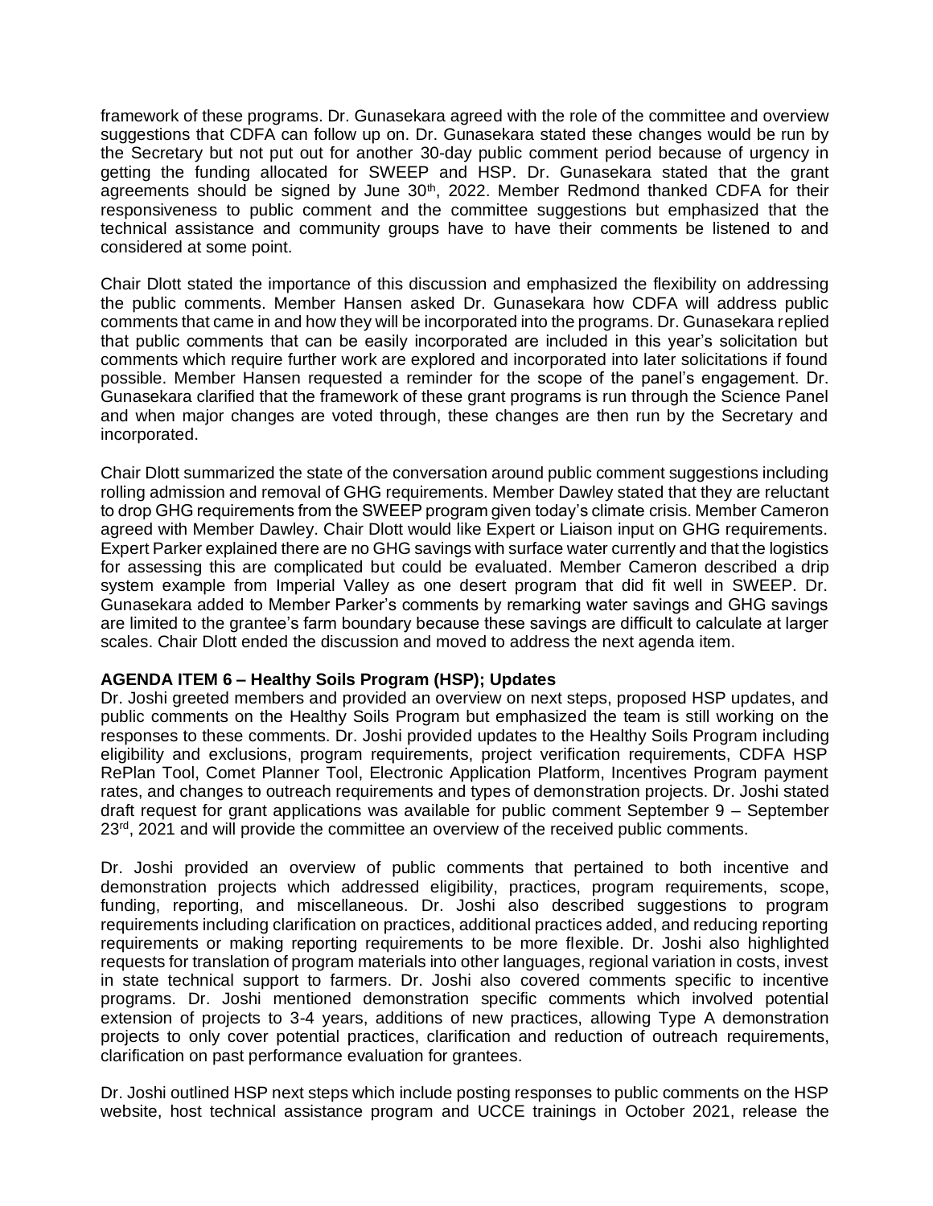framework of these programs. Dr. Gunasekara agreed with the role of the committee and overview suggestions that CDFA can follow up on. Dr. Gunasekara stated these changes would be run by the Secretary but not put out for another 30-day public comment period because of urgency in getting the funding allocated for SWEEP and HSP. Dr. Gunasekara stated that the grant agreements should be signed by June 30th, 2022. Member Redmond thanked CDFA for their responsiveness to public comment and the committee suggestions but emphasized that the technical assistance and community groups have to have their comments be listened to and considered at some point.

Chair Dlott stated the importance of this discussion and emphasized the flexibility on addressing the public comments. Member Hansen asked Dr. Gunasekara how CDFA will address public comments that came in and how they will be incorporated into the programs. Dr. Gunasekara replied that public comments that can be easily incorporated are included in this year's solicitation but comments which require further work are explored and incorporated into later solicitations if found possible. Member Hansen requested a reminder for the scope of the panel's engagement. Dr. Gunasekara clarified that the framework of these grant programs is run through the Science Panel and when major changes are voted through, these changes are then run by the Secretary and incorporated.

Chair Dlott summarized the state of the conversation around public comment suggestions including rolling admission and removal of GHG requirements. Member Dawley stated that they are reluctant to drop GHG requirements from the SWEEP program given today's climate crisis. Member Cameron agreed with Member Dawley. Chair Dlott would like Expert or Liaison input on GHG requirements. Expert Parker explained there are no GHG savings with surface water currently and that the logistics for assessing this are complicated but could be evaluated. Member Cameron described a drip system example from Imperial Valley as one desert program that did fit well in SWEEP. Dr. Gunasekara added to Member Parker's comments by remarking water savings and GHG savings are limited to the grantee's farm boundary because these savings are difficult to calculate at larger scales. Chair Dlott ended the discussion and moved to address the next agenda item.

**AGENDA ITEM 6 – Healthy Soils Program (HSP); Updates**

Dr. Joshi greeted members and provided an overview on next steps, proposed HSP updates, and public comments on the Healthy Soils Program but emphasized the team is still working on the responses to these comments. Dr. Joshi provided updates to the Healthy Soils Program including eligibility and exclusions, program requirements, project verification requirements, CDFA HSP RePlan Tool, Comet Planner Tool, Electronic Application Platform, Incentives Program payment rates, and changes to outreach requirements and types of demonstration projects. Dr. Joshi stated draft request for grant applications was available for public comment September 9 – September 23rd, 2021 and will provide the committee an overview of the received public comments.

Dr. Joshi provided an overview of public comments that pertained to both incentive and demonstration projects which addressed eligibility, practices, program requirements, scope, funding, reporting, and miscellaneous. Dr. Joshi also described suggestions to program requirements including clarification on practices, additional practices added, and reducing reporting requirements or making reporting requirements to be more flexible. Dr. Joshi also highlighted requests for translation of program materials into other languages, regional variation in costs, invest in state technical support to farmers. Dr. Joshi also covered comments specific to incentive programs. Dr. Joshi mentioned demonstration specific comments which involved potential extension of projects to 3-4 years, additions of new practices, allowing Type A demonstration projects to only cover potential practices, clarification and reduction of outreach requirements, clarification on past performance evaluation for grantees.

Dr. Joshi outlined HSP next steps which include posting responses to public comments on the HSP website, host technical assistance program and UCCE trainings in October 2021, release the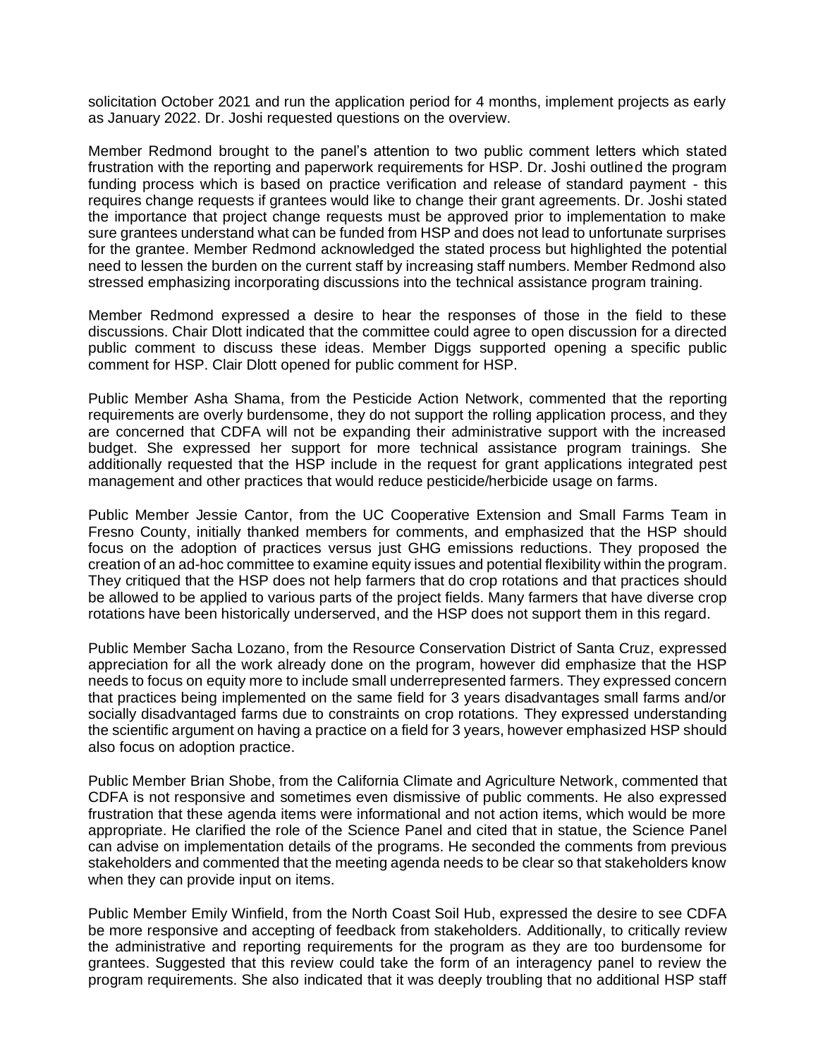solicitation October 2021 and run the application period for 4 months, implement projects as early as January 2022. Dr. Joshi requested questions on the overview.

Member Redmond brought to the panel's attention to two public comment letters which stated frustration with the reporting and paperwork requirements for HSP. Dr. Joshi outlined the program funding process which is based on practice verification and release of standard payment - this requires change requests if grantees would like to change their grant agreements. Dr. Joshi stated the importance that project change requests must be approved prior to implementation to make sure grantees understand what can be funded from HSP and does not lead to unfortunate surprises for the grantee. Member Redmond acknowledged the stated process but highlighted the potential need to lessen the burden on the current staff by increasing staff numbers. Member Redmond also stressed emphasizing incorporating discussions into the technical assistance program training.

Member Redmond expressed a desire to hear the responses of those in the field to these discussions. Chair Dlott indicated that the committee could agree to open discussion for a directed public comment to discuss these ideas. Member Diggs supported opening a specific public comment for HSP. Clair Dlott opened for public comment for HSP.

Public Member Asha Shama, from the Pesticide Action Network, commented that the reporting requirements are overly burdensome, they do not support the rolling application process, and they are concerned that CDFA will not be expanding their administrative support with the increased budget. She expressed her support for more technical assistance program trainings. She additionally requested that the HSP include in the request for grant applications integrated pest management and other practices that would reduce pesticide/herbicide usage on farms.

Public Member Jessie Cantor, from the UC Cooperative Extension and Small Farms Team in Fresno County, initially thanked members for comments, and emphasized that the HSP should focus on the adoption of practices versus just GHG emissions reductions. They proposed the creation of an ad-hoc committee to examine equity issues and potential flexibility within the program. They critiqued that the HSP does not help farmers that do crop rotations and that practices should be allowed to be applied to various parts of the project fields. Many farmers that have diverse crop rotations have been historically underserved, and the HSP does not support them in this regard.

Public Member Sacha Lozano, from the Resource Conservation District of Santa Cruz, expressed appreciation for all the work already done on the program, however did emphasize that the HSP needs to focus on equity more to include small underrepresented farmers. They expressed concern that practices being implemented on the same field for 3 years disadvantages small farms and/or socially disadvantaged farms due to constraints on crop rotations. They expressed understanding the scientific argument on having a practice on a field for 3 years, however emphasized HSP should also focus on adoption practice.

Public Member Brian Shobe, from the California Climate and Agriculture Network, commented that CDFA is not responsive and sometimes even dismissive of public comments. He also expressed frustration that these agenda items were informational and not action items, which would be more appropriate. He clarified the role of the Science Panel and cited that in statue, the Science Panel can advise on implementation details of the programs. He seconded the comments from previous stakeholders and commented that the meeting agenda needs to be clear so that stakeholders know when they can provide input on items.

Public Member Emily Winfield, from the North Coast Soil Hub, expressed the desire to see CDFA be more responsive and accepting of feedback from stakeholders. Additionally, to critically review the administrative and reporting requirements for the program as they are too burdensome for grantees. Suggested that this review could take the form of an interagency panel to review the program requirements. She also indicated that it was deeply troubling that no additional HSP staff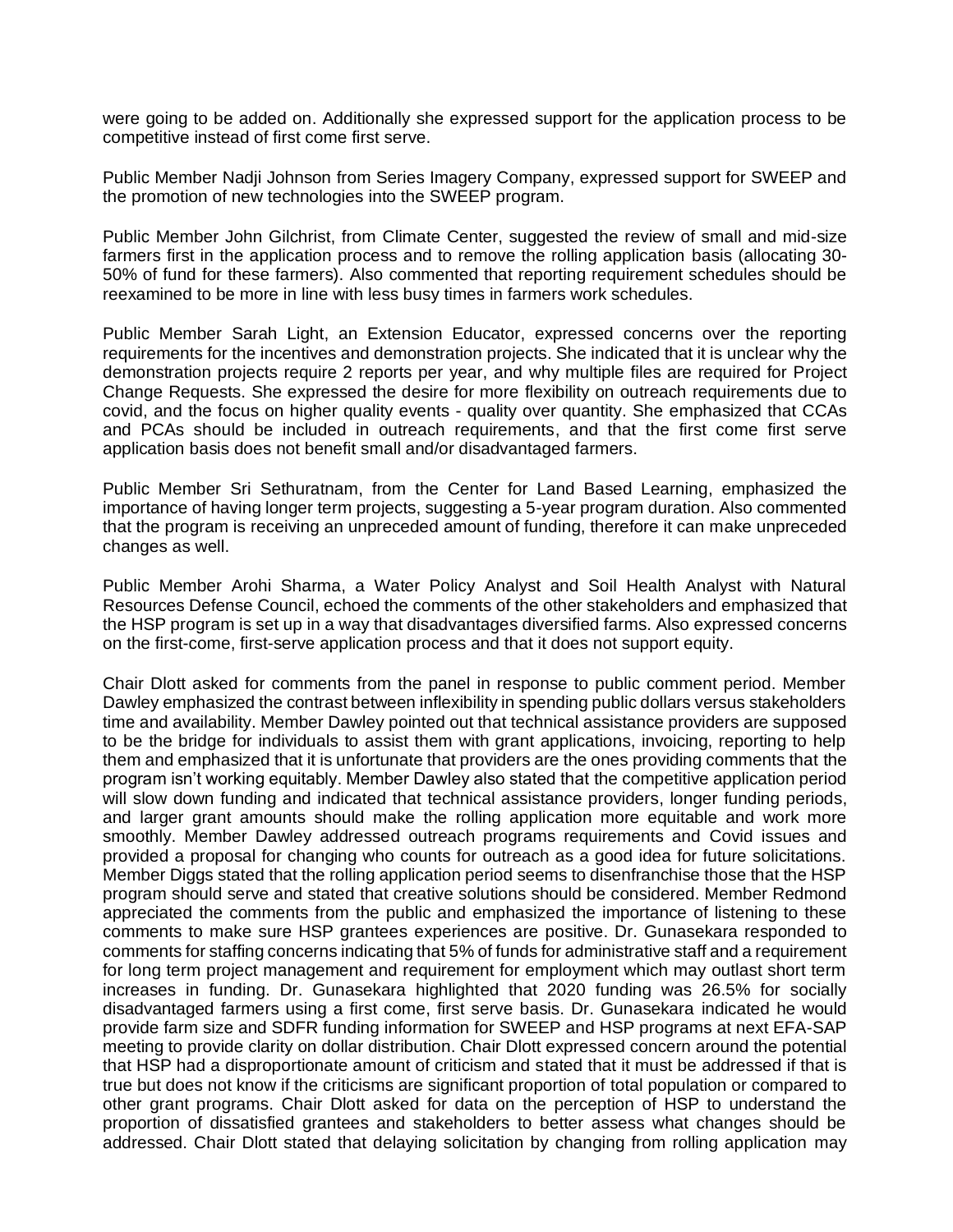were going to be added on. Additionally she expressed support for the application process to be competitive instead of first come first serve.

Public Member Nadji Johnson from Series Imagery Company, expressed support for SWEEP and the promotion of new technologies into the SWEEP program.

Public Member John Gilchrist, from Climate Center, suggested the review of small and mid-size farmers first in the application process and to remove the rolling application basis (allocating 30-50% of fund for these farmers). Also commented that reporting requirement schedules should be reexamined to be more in line with less busy times in farmers work schedules.

Public Member Sarah Light, an Extension Educator, expressed concerns over the reporting requirements for the incentives and demonstration projects. She indicated that it is unclear why the demonstration projects require 2 reports per year, and why multiple files are required for Project Change Requests. She expressed the desire for more flexibility on outreach requirements due to covid, and the focus on higher quality events - quality over quantity. She emphasized that CCAs and PCAs should be included in outreach requirements, and that the first come first serve application basis does not benefit small and/or disadvantaged farmers.

Public Member Sri Sethuratnam, from the Center for Land Based Learning, emphasized the importance of having longer term projects, suggesting a 5-year program duration. Also commented that the program is receiving an unpreceded amount of funding, therefore it can make unpreceded changes as well.

Public Member Arohi Sharma, a Water Policy Analyst and Soil Health Analyst with Natural Resources Defense Council, echoed the comments of the other stakeholders and emphasized that the HSP program is set up in a way that disadvantages diversified farms. Also expressed concerns on the first-come, first-serve application process and that it does not support equity.

Chair Dlott asked for comments from the panel in response to public comment period. Member Dawley emphasized the contrast between inflexibility in spending public dollars versus stakeholders time and availability. Member Dawley pointed out that technical assistance providers are supposed to be the bridge for individuals to assist them with grant applications, invoicing, reporting to help them and emphasized that it is unfortunate that providers are the ones providing comments that the program isn't working equitably. Member Dawley also stated that the competitive application period will slow down funding and indicated that technical assistance providers, longer funding periods, and larger grant amounts should make the rolling application more equitable and work more smoothly. Member Dawley addressed outreach programs requirements and Covid issues and provided a proposal for changing who counts for outreach as a good idea for future solicitations. Member Diggs stated that the rolling application period seems to disenfranchise those that the HSP program should serve and stated that creative solutions should be considered. Member Redmond appreciated the comments from the public and emphasized the importance of listening to these comments to make sure HSP grantees experiences are positive. Dr. Gunasekara responded to comments for staffing concerns indicating that 5% of funds for administrative staff and a requirement for long term project management and requirement for employment which may outlast short term increases in funding. Dr. Gunasekara highlighted that 2020 funding was 26.5% for socially disadvantaged farmers using a first come, first serve basis. Dr. Gunasekara indicated he would provide farm size and SDFR funding information for SWEEP and HSP programs at next EFA-SAP meeting to provide clarity on dollar distribution. Chair Dlott expressed concern around the potential that HSP had a disproportionate amount of criticism and stated that it must be addressed if that is true but does not know if the criticisms are significant proportion of total population or compared to other grant programs. Chair Dlott asked for data on the perception of HSP to understand the proportion of dissatisfied grantees and stakeholders to better assess what changes should be addressed. Chair Dlott stated that delaying solicitation by changing from rolling application may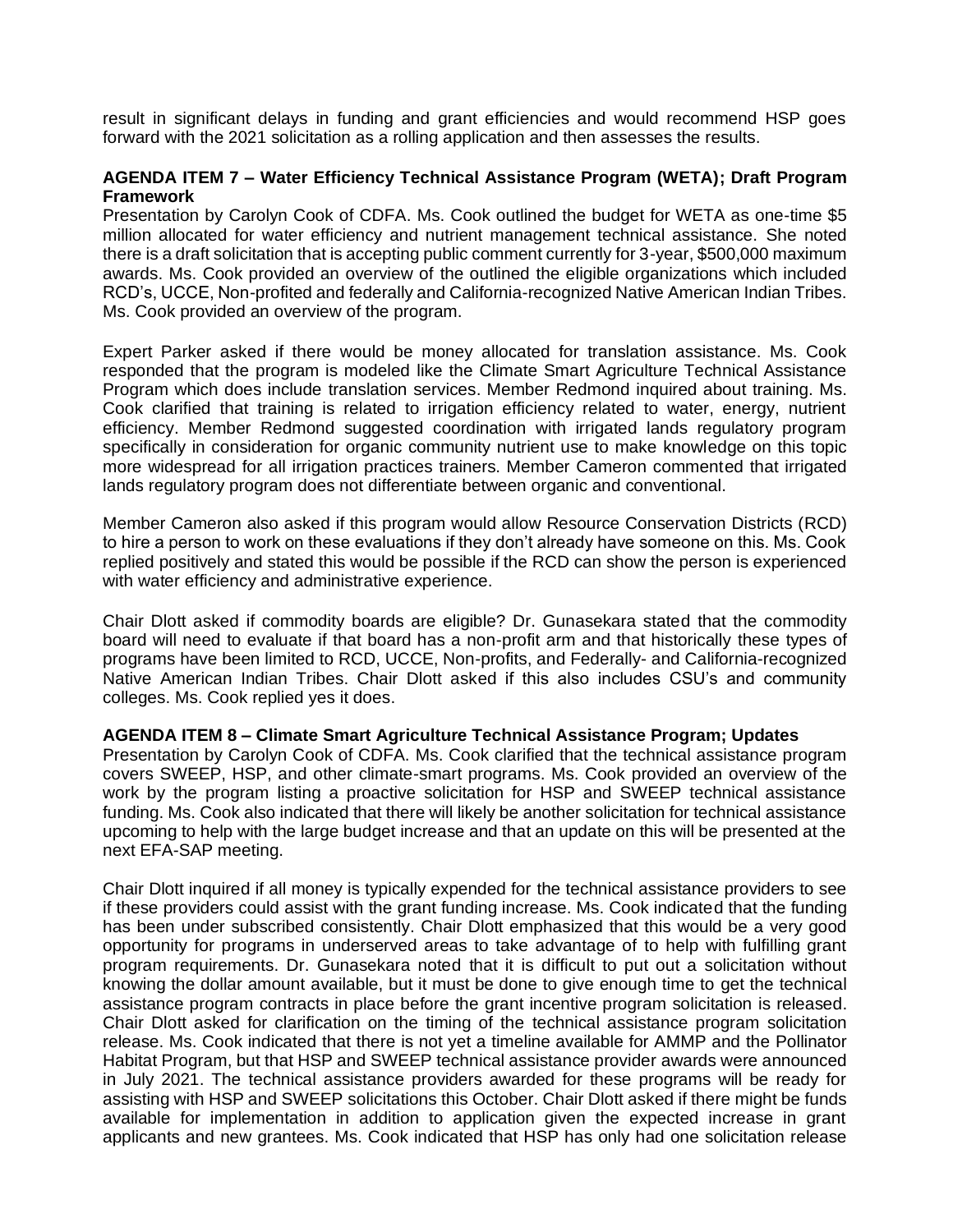result in significant delays in funding and grant efficiencies and would recommend HSP goes forward with the 2021 solicitation as a rolling application and then assesses the results.

**AGENDA ITEM 7 – Water Efficiency Technical Assistance Program (WETA); Draft Program Framework**

Presentation by Carolyn Cook of CDFA. Ms. Cook outlined the budget for WETA as one-time $5 million allocated for water efficiency and nutrient management technical assistance. She noted there is a draft solicitation that is accepting public comment currently for 3-year, $500,000 maximum awards. Ms. Cook provided an overview of the outlined the eligible organizations which included RCD's, UCCE, Non-profited and federally and California-recognized Native American Indian Tribes. Ms. Cook provided an overview of the program.

Expert Parker asked if there would be money allocated for translation assistance. Ms. Cook responded that the program is modeled like the Climate Smart Agriculture Technical Assistance Program which does include translation services. Member Redmond inquired about training. Ms. Cook clarified that training is related to irrigation efficiency related to water, energy, nutrient efficiency. Member Redmond suggested coordination with irrigated lands regulatory program specifically in consideration for organic community nutrient use to make knowledge on this topic more widespread for all irrigation practices trainers. Member Cameron commented that irrigated lands regulatory program does not differentiate between organic and conventional.

Member Cameron also asked if this program would allow Resource Conservation Districts (RCD) to hire a person to work on these evaluations if they don't already have someone on this. Ms. Cook replied positively and stated this would be possible if the RCD can show the person is experienced with water efficiency and administrative experience.

Chair Dlott asked if commodity boards are eligible? Dr. Gunasekara stated that the commodity board will need to evaluate if that board has a non-profit arm and that historically these types of programs have been limited to RCD, UCCE, Non-profits, and Federally- and California-recognized Native American Indian Tribes. Chair Dlott asked if this also includes CSU's and community colleges. Ms. Cook replied yes it does.

**AGENDA ITEM 8 – Climate Smart Agriculture Technical Assistance Program; Updates**

Presentation by Carolyn Cook of CDFA. Ms. Cook clarified that the technical assistance program covers SWEEP, HSP, and other climate-smart programs. Ms. Cook provided an overview of the work by the program listing a proactive solicitation for HSP and SWEEP technical assistance funding. Ms. Cook also indicated that there will likely be another solicitation for technical assistance upcoming to help with the large budget increase and that an update on this will be presented at the next EFA-SAP meeting.

Chair Dlott inquired if all money is typically expended for the technical assistance providers to see if these providers could assist with the grant funding increase. Ms. Cook indicated that the funding has been under subscribed consistently. Chair Dlott emphasized that this would be a very good opportunity for programs in underserved areas to take advantage of to help with fulfilling grant program requirements. Dr. Gunasekara noted that it is difficult to put out a solicitation without knowing the dollar amount available, but it must be done to give enough time to get the technical assistance program contracts in place before the grant incentive program solicitation is released. Chair Dlott asked for clarification on the timing of the technical assistance program solicitation release. Ms. Cook indicated that there is not yet a timeline available for AMMP and the Pollinator Habitat Program, but that HSP and SWEEP technical assistance provider awards were announced in July 2021. The technical assistance providers awarded for these programs will be ready for assisting with HSP and SWEEP solicitations this October. Chair Dlott asked if there might be funds available for implementation in addition to application given the expected increase in grant applicants and new grantees. Ms. Cook indicated that HSP has only had one solicitation release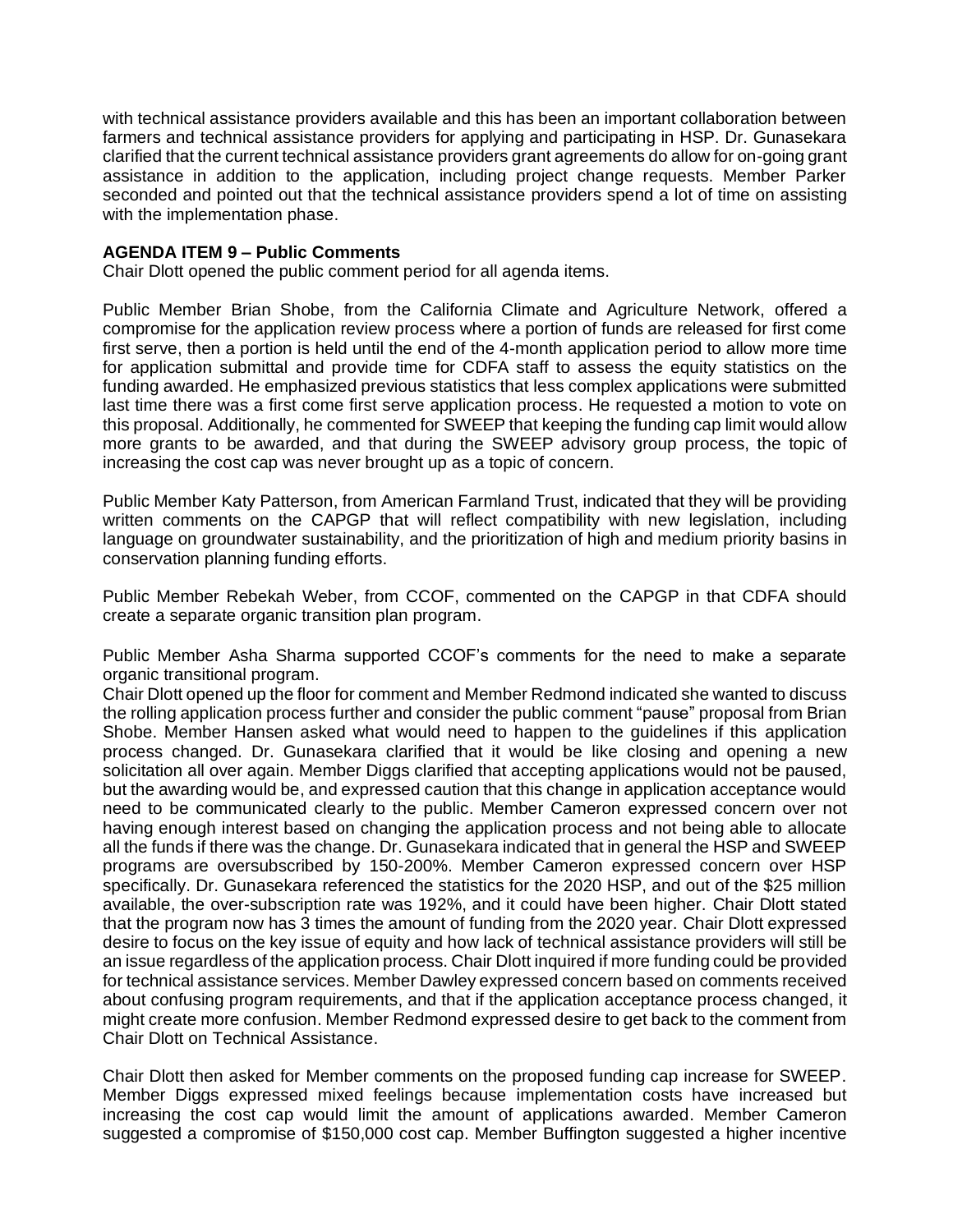with technical assistance providers available and this has been an important collaboration between farmers and technical assistance providers for applying and participating in HSP. Dr. Gunasekara clarified that the current technical assistance providers grant agreements do allow for on-going grant assistance in addition to the application, including project change requests. Member Parker seconded and pointed out that the technical assistance providers spend a lot of time on assisting with the implementation phase.

**AGENDA ITEM 9 – Public Comments**

Chair Dlott opened the public comment period for all agenda items.

Public Member Brian Shobe, from the California Climate and Agriculture Network, offered a compromise for the application review process where a portion of funds are released for first come first serve, then a portion is held until the end of the 4-month application period to allow more time for application submittal and provide time for CDFA staff to assess the equity statistics on the funding awarded. He emphasized previous statistics that less complex applications were submitted last time there was a first come first serve application process. He requested a motion to vote on this proposal. Additionally, he commented for SWEEP that keeping the funding cap limit would allow more grants to be awarded, and that during the SWEEP advisory group process, the topic of increasing the cost cap was never brought up as a topic of concern.

Public Member Katy Patterson, from American Farmland Trust, indicated that they will be providing written comments on the CAPGP that will reflect compatibility with new legislation, including language on groundwater sustainability, and the prioritization of high and medium priority basins in conservation planning funding efforts.

Public Member Rebekah Weber, from CCOF, commented on the CAPGP in that CDFA should create a separate organic transition plan program.

Public Member Asha Sharma supported CCOF's comments for the need to make a separate organic transitional program.

Chair Dlott opened up the floor for comment and Member Redmond indicated she wanted to discuss the rolling application process further and consider the public comment "pause" proposal from Brian Shobe. Member Hansen asked what would need to happen to the guidelines if this application process changed. Dr. Gunasekara clarified that it would be like closing and opening a new solicitation all over again. Member Diggs clarified that accepting applications would not be paused, but the awarding would be, and expressed caution that this change in application acceptance would need to be communicated clearly to the public. Member Cameron expressed concern over not having enough interest based on changing the application process and not being able to allocate all the funds if there was the change. Dr. Gunasekara indicated that in general the HSP and SWEEP programs are oversubscribed by 150-200%. Member Cameron expressed concern over HSP specifically. Dr. Gunasekara referenced the statistics for the 2020 HSP, and out of the $25 million available, the over-subscription rate was 192%, and it could have been higher. Chair Dlott stated that the program now has 3 times the amount of funding from the 2020 year. Chair Dlott expressed desire to focus on the key issue of equity and how lack of technical assistance providers will still be an issue regardless of the application process. Chair Dlott inquired if more funding could be provided for technical assistance services. Member Dawley expressed concern based on comments received about confusing program requirements, and that if the application acceptance process changed, it might create more confusion. Member Redmond expressed desire to get back to the comment from Chair Dlott on Technical Assistance.

Chair Dlott then asked for Member comments on the proposed funding cap increase for SWEEP. Member Diggs expressed mixed feelings because implementation costs have increased but increasing the cost cap would limit the amount of applications awarded. Member Cameron suggested a compromise of $150,000 cost cap. Member Buffington suggested a higher incentive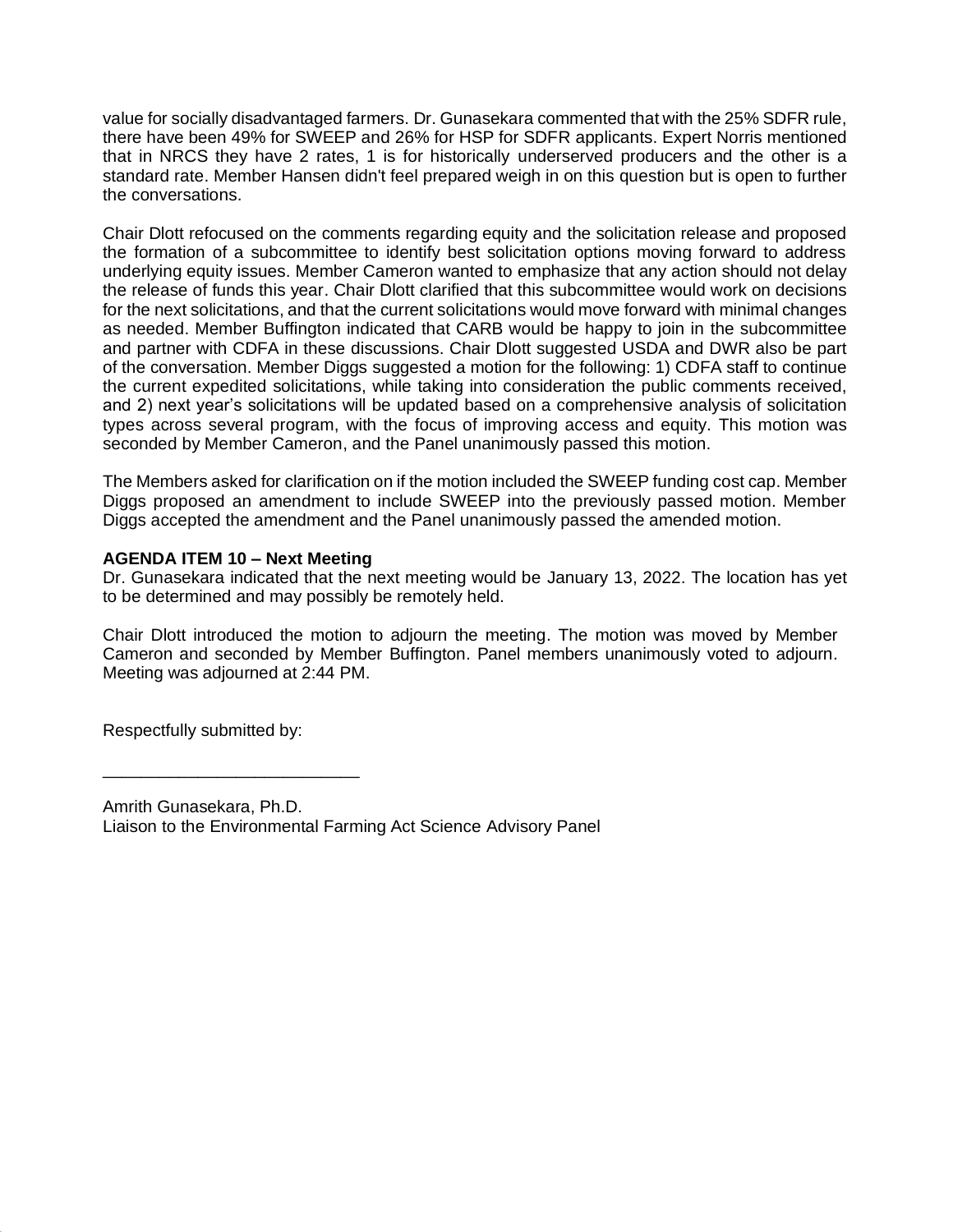value for socially disadvantaged farmers. Dr. Gunasekara commented that with the 25% SDFR rule, there have been 49% for SWEEP and 26% for HSP for SDFR applicants. Expert Norris mentioned that in NRCS they have 2 rates, 1 is for historically underserved producers and the other is a standard rate. Member Hansen didn't feel prepared weigh in on this question but is open to further the conversations.

Chair Dlott refocused on the comments regarding equity and the solicitation release and proposed the formation of a subcommittee to identify best solicitation options moving forward to address underlying equity issues. Member Cameron wanted to emphasize that any action should not delay the release of funds this year. Chair Dlott clarified that this subcommittee would work on decisions for the next solicitations, and that the current solicitations would move forward with minimal changes as needed. Member Buffington indicated that CARB would be happy to join in the subcommittee and partner with CDFA in these discussions. Chair Dlott suggested USDA and DWR also be part of the conversation. Member Diggs suggested a motion for the following: 1) CDFA staff to continue the current expedited solicitations, while taking into consideration the public comments received, and 2) next year's solicitations will be updated based on a comprehensive analysis of solicitation types across several program, with the focus of improving access and equity. This motion was seconded by Member Cameron, and the Panel unanimously passed this motion.

The Members asked for clarification on if the motion included the SWEEP funding cost cap. Member Diggs proposed an amendment to include SWEEP into the previously passed motion. Member Diggs accepted the amendment and the Panel unanimously passed the amended motion.

**AGENDA ITEM 10 – Next Meeting**

Dr. Gunasekara indicated that the next meeting would be January 13, 2022. The location has yet to be determined and may possibly be remotely held.

Chair Dlott introduced the motion to adjourn the meeting. The motion was moved by Member Cameron and seconded by Member Buffington. Panel members unanimously voted to adjourn. Meeting was adjourned at 2:44 PM.

Respectfully submitted by:

\_\_\_\_\_\_\_\_\_\_\_\_\_\_\_\_\_\_\_\_\_\_\_\_\_\_\_

Amrith Gunasekara, Ph.D.
Liaison to the Environmental Farming Act Science Advisory Panel